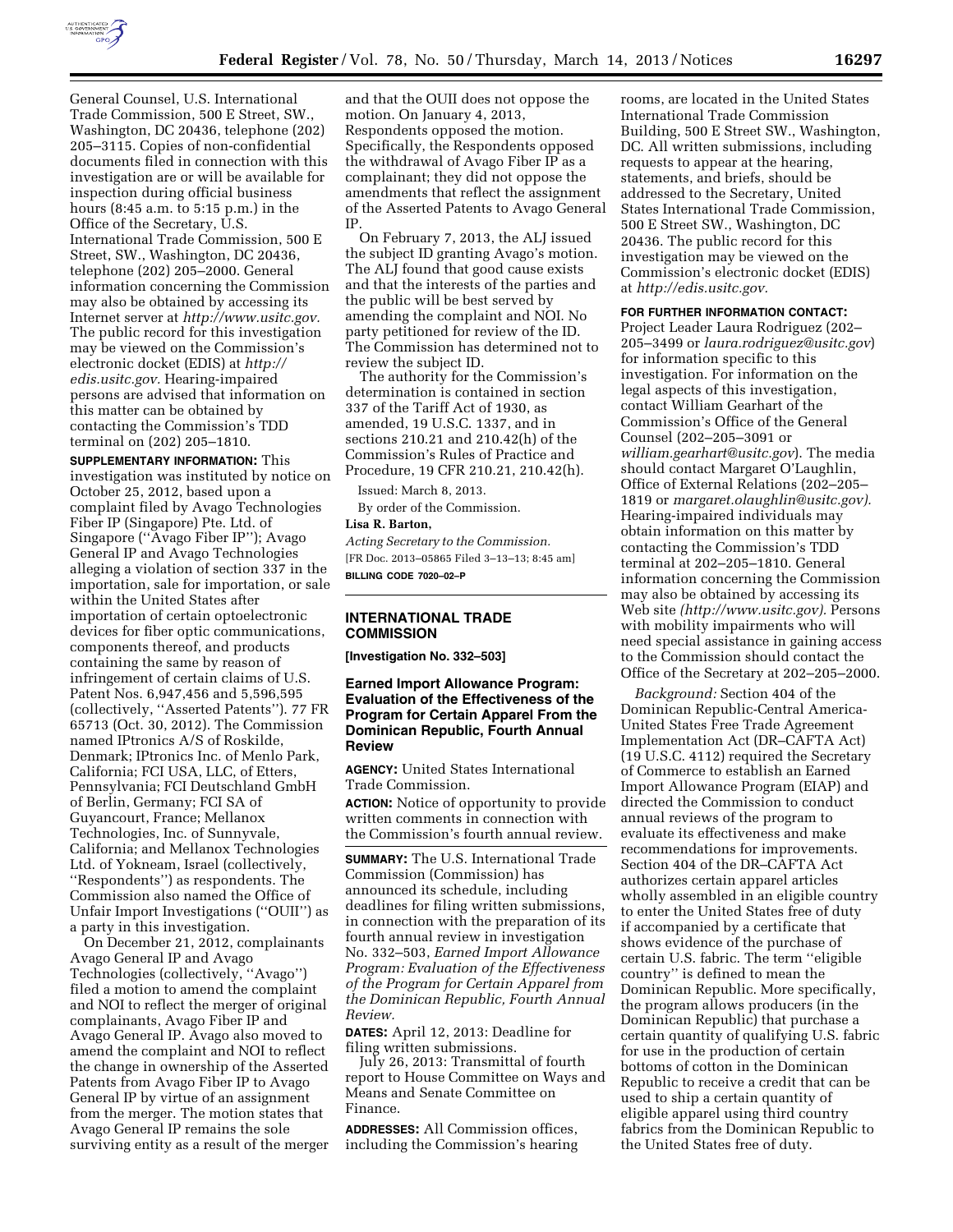General Counsel, U.S. International Trade Commission, 500 E Street, SW., Washington, DC 20436, telephone (202) 205–3115. Copies of non-confidential documents filed in connection with this investigation are or will be available for inspection during official business hours (8:45 a.m. to 5:15 p.m.) in the Office of the Secretary, U.S. International Trade Commission, 500 E Street, SW., Washington, DC 20436, telephone (202) 205–2000. General information concerning the Commission may also be obtained by accessing its Internet server at *http://www.usitc.gov.* The public record for this investigation may be viewed on the Commission's electronic docket (EDIS) at *http://edis.usitc.gov.* Hearing-impaired persons are advised that information on this matter can be obtained by contacting the Commission's TDD terminal on (202) 205–1810.

**SUPPLEMENTARY INFORMATION:** This investigation was instituted by notice on October 25, 2012, based upon a complaint filed by Avago Technologies Fiber IP (Singapore) Pte. Ltd. of Singapore (''Avago Fiber IP''); Avago General IP and Avago Technologies alleging a violation of section 337 in the importation, sale for importation, or sale within the United States after importation of certain optoelectronic devices for fiber optic communications, components thereof, and products containing the same by reason of infringement of certain claims of U.S. Patent Nos. 6,947,456 and 5,596,595 (collectively, ''Asserted Patents''). 77 FR 65713 (Oct. 30, 2012). The Commission named IPtronics A/S of Roskilde, Denmark; IPtronics Inc. of Menlo Park, California; FCI USA, LLC, of Etters, Pennsylvania; FCI Deutschland GmbH of Berlin, Germany; FCI SA of Guyancourt, France; Mellanox Technologies, Inc. of Sunnyvale, California; and Mellanox Technologies Ltd. of Yokneam, Israel (collectively, ''Respondents'') as respondents. The Commission also named the Office of Unfair Import Investigations (''OUII'') as a party in this investigation.

On December 21, 2012, complainants Avago General IP and Avago Technologies (collectively, ''Avago'') filed a motion to amend the complaint and NOI to reflect the merger of original complainants, Avago Fiber IP and Avago General IP. Avago also moved to amend the complaint and NOI to reflect the change in ownership of the Asserted Patents from Avago Fiber IP to Avago General IP by virtue of an assignment from the merger. The motion states that Avago General IP remains the sole surviving entity as a result of the merger and that the OUII does not oppose the motion. On January 4, 2013, Respondents opposed the motion. Specifically, the Respondents opposed the withdrawal of Avago Fiber IP as a complainant; they did not oppose the amendments that reflect the assignment of the Asserted Patents to Avago General IP.

On February 7, 2013, the ALJ issued the subject ID granting Avago's motion. The ALJ found that good cause exists and that the interests of the parties and the public will be best served by amending the complaint and NOI. No party petitioned for review of the ID. The Commission has determined not to review the subject ID.

The authority for the Commission's determination is contained in section 337 of the Tariff Act of 1930, as amended, 19 U.S.C. 1337, and in sections 210.21 and 210.42(h) of the Commission's Rules of Practice and Procedure, 19 CFR 210.21, 210.42(h).

Issued: March 8, 2013.

By order of the Commission.

**Lisa R. Barton,**

*Acting Secretary to the Commission.*

[FR Doc. 2013–05865 Filed 3–13–13; 8:45 am]

**BILLING CODE 7020–02–P**

---

## INTERNATIONAL TRADE COMMISSION

**[Investigation No. 332–503]**

### Earned Import Allowance Program: Evaluation of the Effectiveness of the Program for Certain Apparel From the Dominican Republic, Fourth Annual Review

**AGENCY:** United States International Trade Commission.

**ACTION:** Notice of opportunity to provide written comments in connection with the Commission's fourth annual review.

**SUMMARY:** The U.S. International Trade Commission (Commission) has announced its schedule, including deadlines for filing written submissions, in connection with the preparation of its fourth annual review in investigation No. 332–503, *Earned Import Allowance Program: Evaluation of the Effectiveness of the Program for Certain Apparel from the Dominican Republic, Fourth Annual Review.*

**DATES:** April 12, 2013: Deadline for filing written submissions.

July 26, 2013: Transmittal of fourth report to House Committee on Ways and Means and Senate Committee on Finance.

**ADDRESSES:** All Commission offices, including the Commission's hearing rooms, are located in the United States International Trade Commission Building, 500 E Street SW., Washington, DC. All written submissions, including requests to appear at the hearing, statements, and briefs, should be addressed to the Secretary, United States International Trade Commission, 500 E Street SW., Washington, DC 20436. The public record for this investigation may be viewed on the Commission's electronic docket (EDIS) at *http://edis.usitc.gov.*

**FOR FURTHER INFORMATION CONTACT:** Project Leader Laura Rodriguez (202–205–3499 or *laura.rodriguez@usitc.gov*) for information specific to this investigation. For information on the legal aspects of this investigation, contact William Gearhart of the Commission's Office of the General Counsel (202–205–3091 or *william.gearhart@usitc.gov*). The media should contact Margaret O'Laughlin, Office of External Relations (202–205–1819 or *margaret.olaughlin@usitc.gov).* Hearing-impaired individuals may obtain information on this matter by contacting the Commission's TDD terminal at 202–205–1810. General information concerning the Commission may also be obtained by accessing its Web site *(http://www.usitc.gov)*. Persons with mobility impairments who will need special assistance in gaining access to the Commission should contact the Office of the Secretary at 202–205–2000.

*Background:* Section 404 of the Dominican Republic-Central America-United States Free Trade Agreement Implementation Act (DR–CAFTA Act) (19 U.S.C. 4112) required the Secretary of Commerce to establish an Earned Import Allowance Program (EIAP) and directed the Commission to conduct annual reviews of the program to evaluate its effectiveness and make recommendations for improvements. Section 404 of the DR–CAFTA Act authorizes certain apparel articles wholly assembled in an eligible country to enter the United States free of duty if accompanied by a certificate that shows evidence of the purchase of certain U.S. fabric. The term ''eligible country'' is defined to mean the Dominican Republic. More specifically, the program allows producers (in the Dominican Republic) that purchase a certain quantity of qualifying U.S. fabric for use in the production of certain bottoms of cotton in the Dominican Republic to receive a credit that can be used to ship a certain quantity of eligible apparel using third country fabrics from the Dominican Republic to the United States free of duty.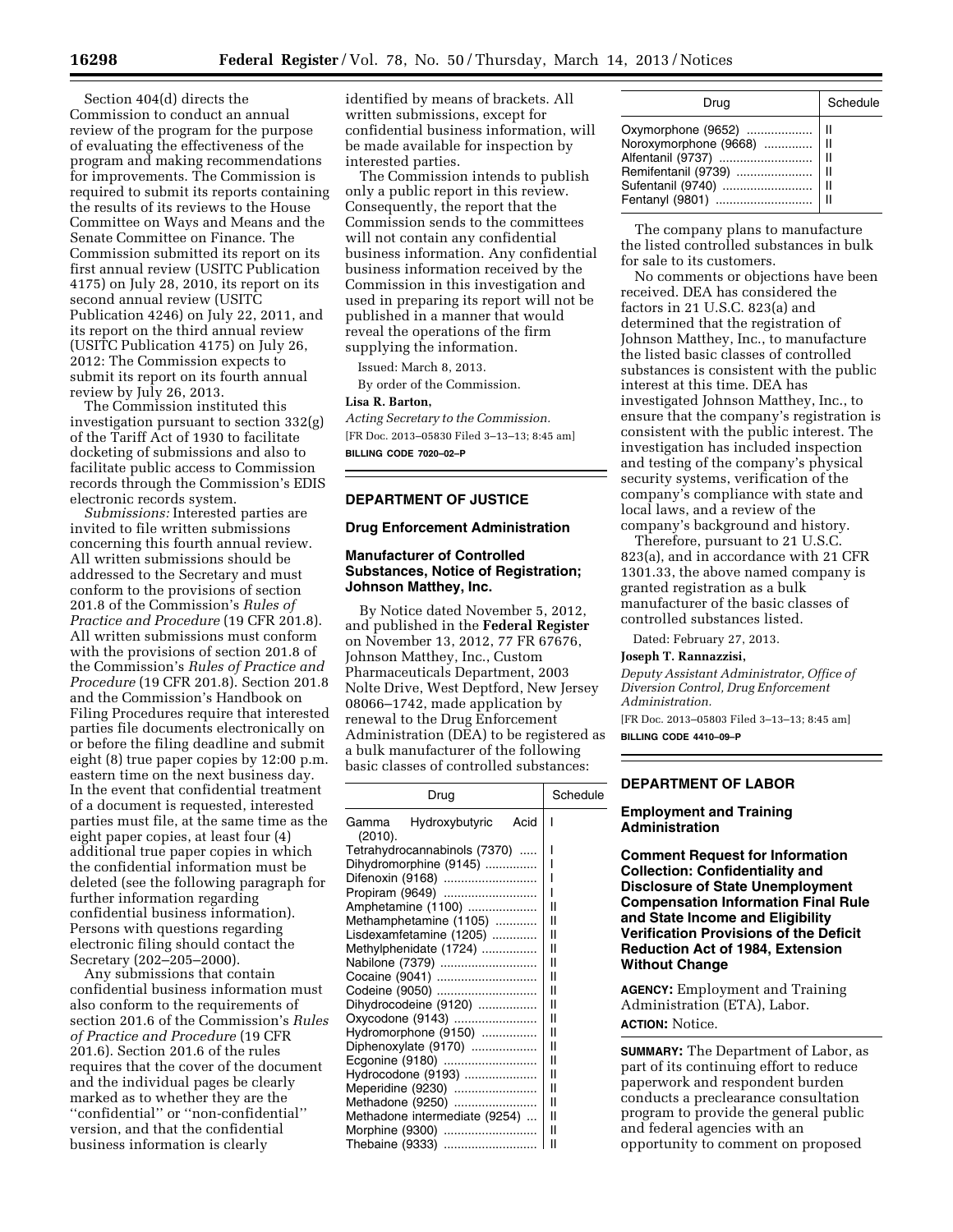Section 404(d) directs the Commission to conduct an annual review of the program for the purpose of evaluating the effectiveness of the program and making recommendations for improvements. The Commission is required to submit its reports containing the results of its reviews to the House Committee on Ways and Means and the Senate Committee on Finance. The Commission submitted its report on its first annual review (USITC Publication 4175) on July 28, 2010, its report on its second annual review (USITC Publication 4246) on July 22, 2011, and its report on the third annual review (USITC Publication 4175) on July 26, 2012: The Commission expects to submit its report on its fourth annual review by July 26, 2013.

The Commission instituted this investigation pursuant to section 332(g) of the Tariff Act of 1930 to facilitate docketing of submissions and also to facilitate public access to Commission records through the Commission's EDIS electronic records system.

*Submissions:* Interested parties are invited to file written submissions concerning this fourth annual review. All written submissions should be addressed to the Secretary and must conform to the provisions of section 201.8 of the Commission's *Rules of Practice and Procedure* (19 CFR 201.8). All written submissions must conform with the provisions of section 201.8 of the Commission's *Rules of Practice and Procedure* (19 CFR 201.8). Section 201.8 and the Commission's Handbook on Filing Procedures require that interested parties file documents electronically on or before the filing deadline and submit eight (8) true paper copies by 12:00 p.m. eastern time on the next business day. In the event that confidential treatment of a document is requested, interested parties must file, at the same time as the eight paper copies, at least four (4) additional true paper copies in which the confidential information must be deleted (see the following paragraph for further information regarding confidential business information). Persons with questions regarding electronic filing should contact the Secretary (202–205–2000).

Any submissions that contain confidential business information must also conform to the requirements of section 201.6 of the Commission's *Rules of Practice and Procedure* (19 CFR 201.6). Section 201.6 of the rules requires that the cover of the document and the individual pages be clearly marked as to whether they are the ''confidential'' or ''non-confidential'' version, and that the confidential business information is clearly identified by means of brackets. All written submissions, except for confidential business information, will be made available for inspection by interested parties.

The Commission intends to publish only a public report in this review. Consequently, the report that the Commission sends to the committees will not contain any confidential business information. Any confidential business information received by the Commission in this investigation and used in preparing its report will not be published in a manner that would reveal the operations of the firm supplying the information.

Issued: March 8, 2013.

By order of the Commission.

**Lisa R. Barton,**

*Acting Secretary to the Commission.*

[FR Doc. 2013–05830 Filed 3–13–13; 8:45 am]

**BILLING CODE 7020–02–P**

## DEPARTMENT OF JUSTICE

### Drug Enforcement Administration

### Manufacturer of Controlled Substances, Notice of Registration; Johnson Matthey, Inc.

By Notice dated November 5, 2012, and published in the **Federal Register** on November 13, 2012, 77 FR 67676, Johnson Matthey, Inc., Custom Pharmaceuticals Department, 2003 Nolte Drive, West Deptford, New Jersey 08066–1742, made application by renewal to the Drug Enforcement Administration (DEA) to be registered as a bulk manufacturer of the following basic classes of controlled substances:

| Drug | Schedule |
|---|---|
| Gamma Hydroxybutyric Acid (2010). | I |
| Tetrahydrocannabinols (7370) | I |
| Dihydromorphine (9145) | I |
| Difenoxin (9168) | I |
| Propiram (9649) | I |
| Amphetamine (1100) | II |
| Methamphetamine (1105) | II |
| Lisdexamfetamine (1205) | II |
| Methylphenidate (1724) | II |
| Nabilone (7379) | II |
| Cocaine (9041) | II |
| Codeine (9050) | II |
| Dihydrocodeine (9120) | II |
| Oxycodone (9143) | II |
| Hydromorphone (9150) | II |
| Diphenoxylate (9170) | II |
| Ecgonine (9180) | II |
| Hydrocodone (9193) | II |
| Meperidine (9230) | II |
| Methadone (9250) | II |
| Methadone intermediate (9254) | II |
| Morphine (9300) | II |
| Thebaine (9333) | II |
| Oxymorphone (9652) | II |
| Noroxymorphone (9668) | II |
| Alfentanil (9737) | II |
| Remifentanil (9739) | II |
| Sufentanil (9740) | II |
| Fentanyl (9801) | II |

The company plans to manufacture the listed controlled substances in bulk for sale to its customers.

No comments or objections have been received. DEA has considered the factors in 21 U.S.C. 823(a) and determined that the registration of Johnson Matthey, Inc., to manufacture the listed basic classes of controlled substances is consistent with the public interest at this time. DEA has investigated Johnson Matthey, Inc., to ensure that the company's registration is consistent with the public interest. The investigation has included inspection and testing of the company's physical security systems, verification of the company's compliance with state and local laws, and a review of the company's background and history.

Therefore, pursuant to 21 U.S.C. 823(a), and in accordance with 21 CFR 1301.33, the above named company is granted registration as a bulk manufacturer of the basic classes of controlled substances listed.

Dated: February 27, 2013.

**Joseph T. Rannazzisi,**

*Deputy Assistant Administrator, Office of Diversion Control, Drug Enforcement Administration.*

[FR Doc. 2013–05803 Filed 3–13–13; 8:45 am]

**BILLING CODE 4410–09–P**

## DEPARTMENT OF LABOR

### Employment and Training Administration

### Comment Request for Information Collection: Confidentiality and Disclosure of State Unemployment Compensation Information Final Rule and State Income and Eligibility Verification Provisions of the Deficit Reduction Act of 1984, Extension Without Change

**AGENCY:** Employment and Training Administration (ETA), Labor.

**ACTION:** Notice.

**SUMMARY:** The Department of Labor, as part of its continuing effort to reduce paperwork and respondent burden conducts a preclearance consultation program to provide the general public and federal agencies with an opportunity to comment on proposed